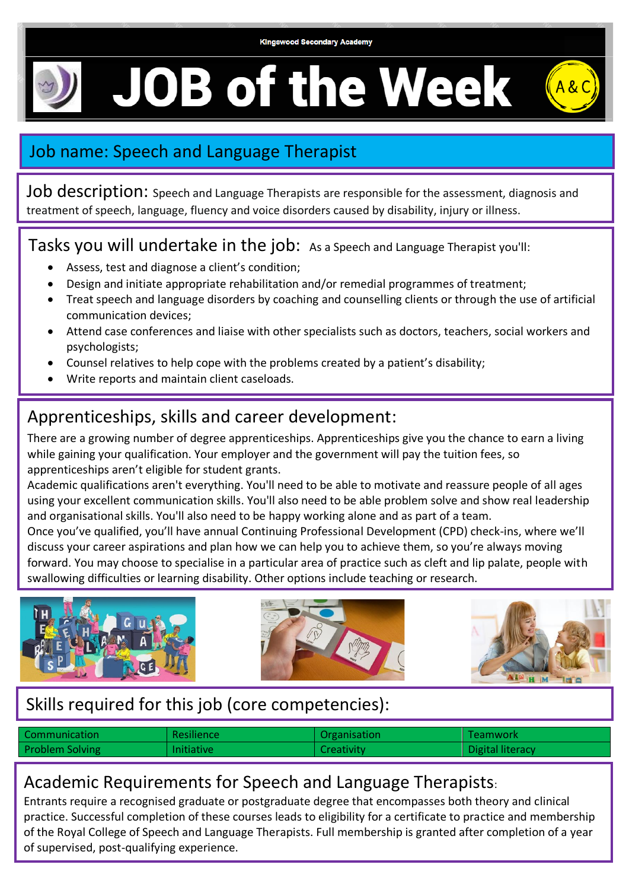Kingswood Secondary Academy

# JOB of the Week

## Job name: Speech and Language Therapist

**Job description:** Speech and Language Therapists are responsible for the assessment, diagnosis and treatment of speech, language, fluency and voice disorders caused by disability, injury or illness.

## Tasks you will undertake in the job:

As a Speech and Language Therapist you'll:

- Assess, test and diagnose a client's condition;
- Design and initiate appropriate rehabilitation and/or remedial programmes of treatment;
- Treat speech and language disorders by coaching and counselling clients or through the use of artificial communication devices;
- Attend case conferences and liaise with other specialists such as doctors, teachers, social workers and psychologists;
- Counsel relatives to help cope with the problems created by a patient's disability;
- Write reports and maintain client caseloads.

## Apprenticeships, skills and career development:

There are a growing number of degree apprenticeships. Apprenticeships give you the chance to earn a living while gaining your qualification. Your employer and the government will pay the tuition fees, so apprenticeships aren't eligible for student grants.

Academic qualifications aren't everything. You'll need to be able to motivate and reassure people of all ages using your excellent communication skills. You'll also need to be able problem solve and show real leadership and organisational skills. You'll also need to be happy working alone and as part of a team.

Once you've qualified, you'll have annual Continuing Professional Development (CPD) check-ins, where we'll discuss your career aspirations and plan how we can help you to achieve them, so you're always moving forward. You may choose to specialise in a particular area of practice such as cleft and lip palate, people with swallowing difficulties or learning disability. Other options include teaching or research.

## Skills required for this job (core competencies):

| Communication | Resilience | Organisation | Teamwork |
|---|---|---|---|
| Problem Solving | Initiative | Creativity | Digital literacy |

## Academic Requirements for Speech and Language Therapists:

Entrants require a recognised graduate or postgraduate degree that encompasses both theory and clinical practice. Successful completion of these courses leads to eligibility for a certificate to practice and membership of the Royal College of Speech and Language Therapists. Full membership is granted after completion of a year of supervised, post-qualifying experience.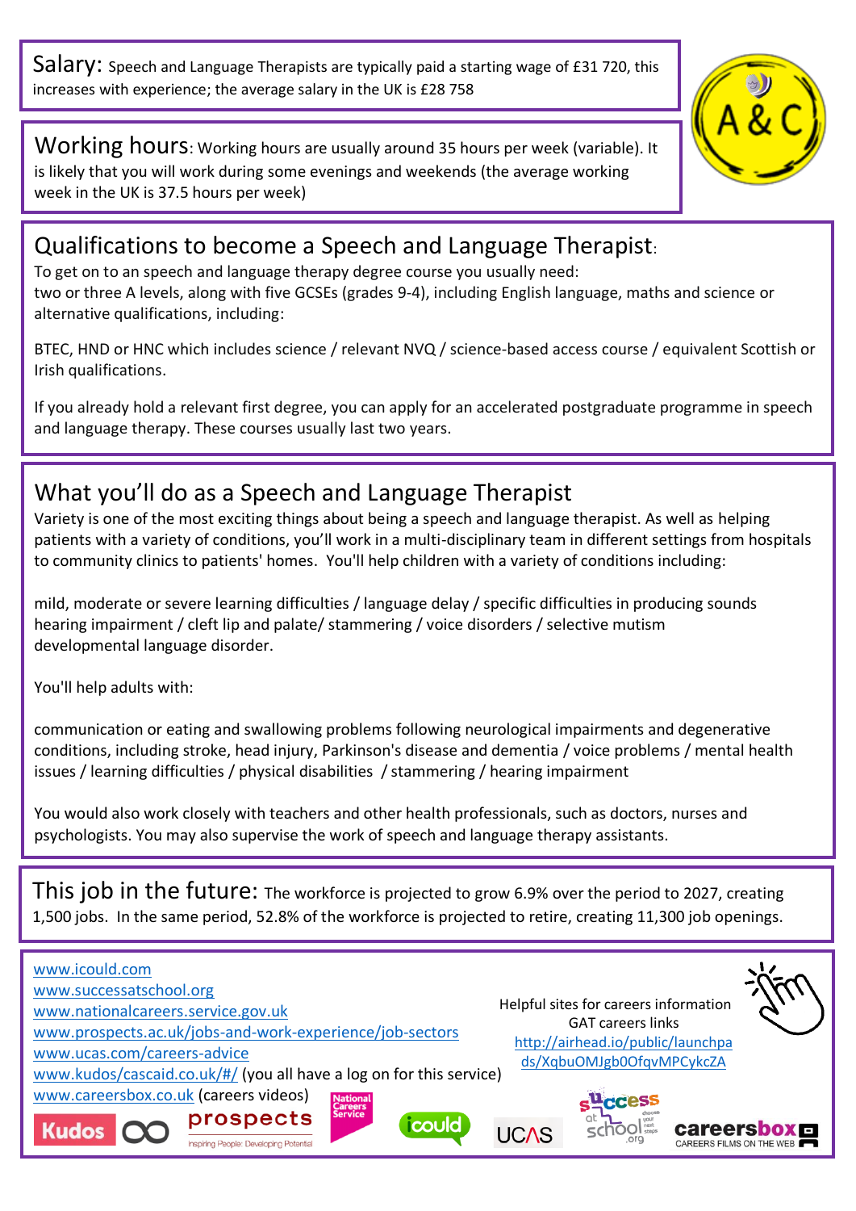**Salary:** Speech and Language Therapists are typically paid a starting wage of £31 720, this increases with experience; the average salary in the UK is £28 758

**Working hours:** Working hours are usually around 35 hours per week (variable). It is likely that you will work during some evenings and weekends (the average working week in the UK is 37.5 hours per week)

## Qualifications to become a Speech and Language Therapist:

To get on to an speech and language therapy degree course you usually need:
two or three A levels, along with five GCSEs (grades 9-4), including English language, maths and science or alternative qualifications, including:

BTEC, HND or HNC which includes science / relevant NVQ / science-based access course / equivalent Scottish or Irish qualifications.

If you already hold a relevant first degree, you can apply for an accelerated postgraduate programme in speech and language therapy. These courses usually last two years.

## What you'll do as a Speech and Language Therapist

Variety is one of the most exciting things about being a speech and language therapist. As well as helping patients with a variety of conditions, you'll work in a multi-disciplinary team in different settings from hospitals to community clinics to patients' homes. You'll help children with a variety of conditions including:

mild, moderate or severe learning difficulties / language delay / specific difficulties in producing sounds hearing impairment / cleft lip and palate/ stammering / voice disorders / selective mutism developmental language disorder.

You'll help adults with:

communication or eating and swallowing problems following neurological impairments and degenerative conditions, including stroke, head injury, Parkinson's disease and dementia / voice problems / mental health issues / learning difficulties / physical disabilities / stammering / hearing impairment

You would also work closely with teachers and other health professionals, such as doctors, nurses and psychologists. You may also supervise the work of speech and language therapy assistants.

**This job in the future:** The workforce is projected to grow 6.9% over the period to 2027, creating 1,500 jobs. In the same period, 52.8% of the workforce is projected to retire, creating 11,300 job openings.

www.icould.com
www.successatschool.org
www.nationalcareers.service.gov.uk
www.prospects.ac.uk/jobs-and-work-experience/job-sectors
www.ucas.com/careers-advice
www.kudos/cascaid.co.uk/#/ (you all have a log on for this service)
www.careersbox.co.uk (careers videos)

Helpful sites for careers information
GAT careers links
http://airhead.io/public/launchpads/XqbuOMJgb0OfqvMPCykcZA